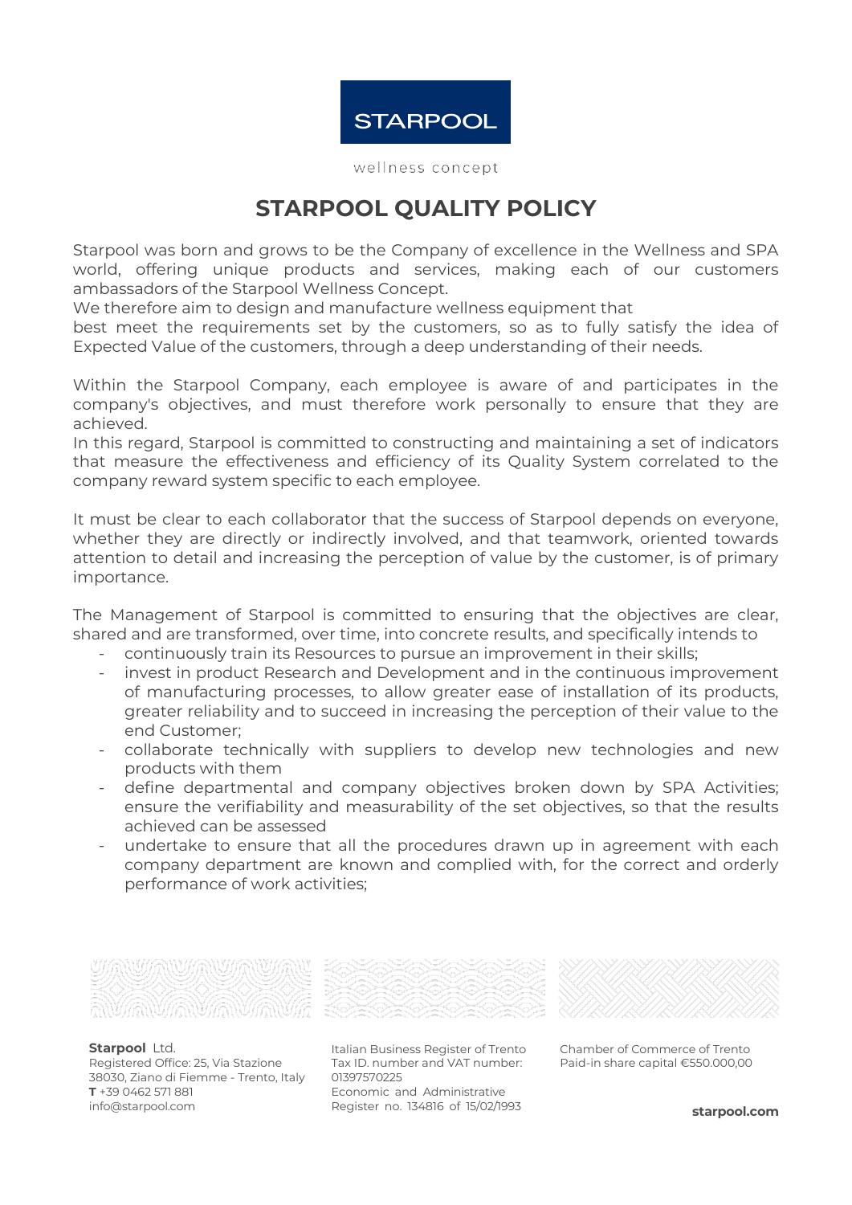STARPOOL

wellness concept

# STARPOOL QUALITY POLICY

Starpool was born and grows to be the Company of excellence in the Wellness and SPA world, offering unique products and services, making each of our customers ambassadors of the Starpool Wellness Concept.
We therefore aim to design and manufacture wellness equipment that
best meet the requirements set by the customers, so as to fully satisfy the idea of Expected Value of the customers, through a deep understanding of their needs.

Within the Starpool Company, each employee is aware of and participates in the company's objectives, and must therefore work personally to ensure that they are achieved.
In this regard, Starpool is committed to constructing and maintaining a set of indicators that measure the effectiveness and efficiency of its Quality System correlated to the company reward system specific to each employee.

It must be clear to each collaborator that the success of Starpool depends on everyone, whether they are directly or indirectly involved, and that teamwork, oriented towards attention to detail and increasing the perception of value by the customer, is of primary importance.

The Management of Starpool is committed to ensuring that the objectives are clear, shared and are transformed, over time, into concrete results, and specifically intends to

- continuously train its Resources to pursue an improvement in their skills;
- invest in product Research and Development and in the continuous improvement of manufacturing processes, to allow greater ease of installation of its products, greater reliability and to succeed in increasing the perception of their value to the end Customer;
- collaborate technically with suppliers to develop new technologies and new products with them
- define departmental and company objectives broken down by SPA Activities; ensure the verifiability and measurability of the set objectives, so that the results achieved can be assessed
- undertake to ensure that all the procedures drawn up in agreement with each company department are known and complied with, for the correct and orderly performance of work activities;

**Starpool** Ltd.
Registered Office: 25, Via Stazione
38030, Ziano di Fiemme - Trento, Italy
**T** +39 0462 571 881
info@starpool.com

Italian Business Register of Trento
Tax ID. number and VAT number: 01397570225
Economic and Administrative Register no. 134816 of 15/02/1993

Chamber of Commerce of Trento
Paid-in share capital €550.000,00

**starpool.com**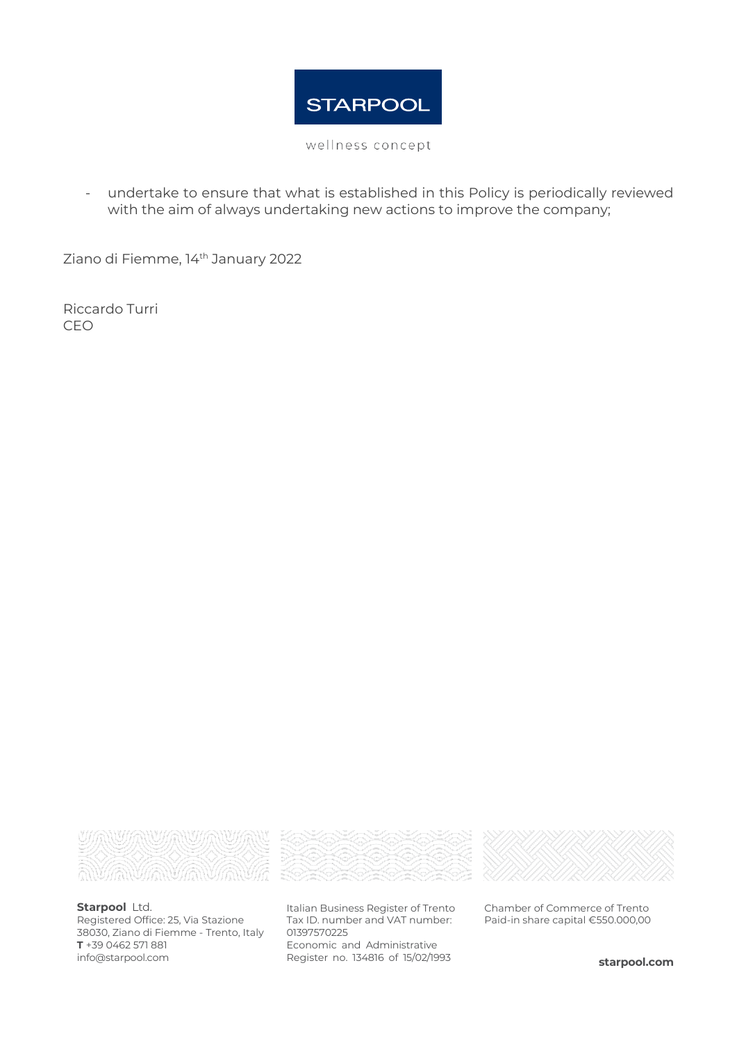- undertake to ensure that what is established in this Policy is periodically reviewed with the aim of always undertaking new actions to improve the company;

Ziano di Fiemme, 14th January 2022

Riccardo Turri
CEO